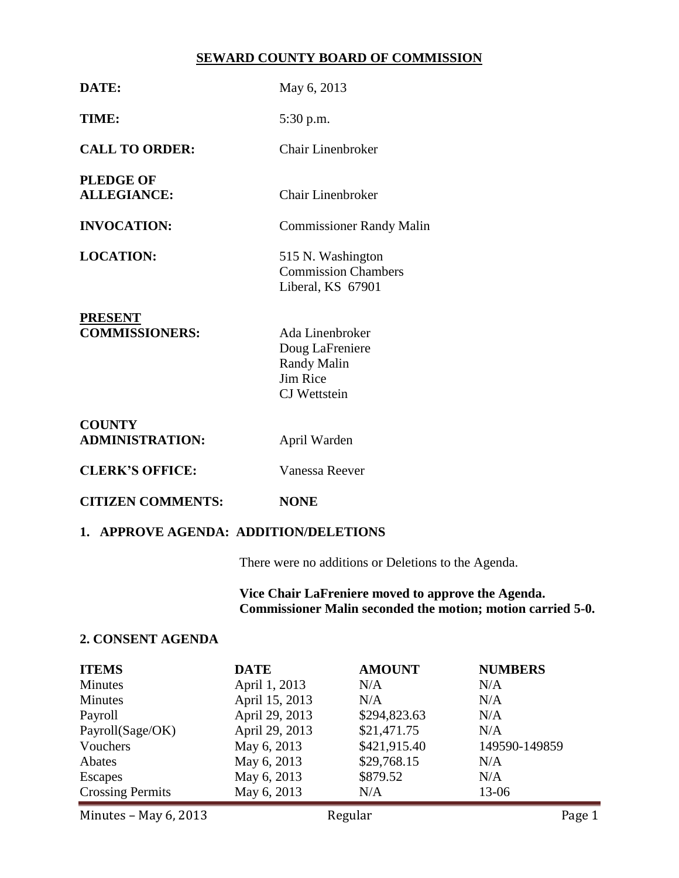# SEWARD COUNTY BOARD OF COMMISSION

**DATE:** May 6, 2013

**TIME:** 5:30 p.m.

**CALL TO ORDER:** Chair Linenbroker

**PLEDGE OF ALLEGIANCE:** Chair Linenbroker

**INVOCATION:** Commissioner Randy Malin

**LOCATION:** 515 N. Washington
Commission Chambers
Liberal, KS 67901

**PRESENT COMMISSIONERS:** Ada Linenbroker
Doug LaFreniere
Randy Malin
Jim Rice
CJ Wettstein

**COUNTY ADMINISTRATION:** April Warden

**CLERK'S OFFICE:** Vanessa Reever

**CITIZEN COMMENTS:** **NONE**

## 1. APPROVE AGENDA: ADDITION/DELETIONS

There were no additions or Deletions to the Agenda.

**Vice Chair LaFreniere moved to approve the Agenda. Commissioner Malin seconded the motion; motion carried 5-0.**

## 2. CONSENT AGENDA

| ITEMS | DATE | AMOUNT | NUMBERS |
|---|---|---|---|
| Minutes | April 1, 2013 | N/A | N/A |
| Minutes | April 15, 2013 | N/A | N/A |
| Payroll | April 29, 2013 | $294,823.63 | N/A |
| Payroll(Sage/OK) | April 29, 2013 | $21,471.75 | N/A |
| Vouchers | May 6, 2013 | $421,915.40 | 149590-149859 |
| Abates | May 6, 2013 | $29,768.15 | N/A |
| Escapes | May 6, 2013 | $879.52 | N/A |
| Crossing Permits | May 6, 2013 | N/A | 13-06 |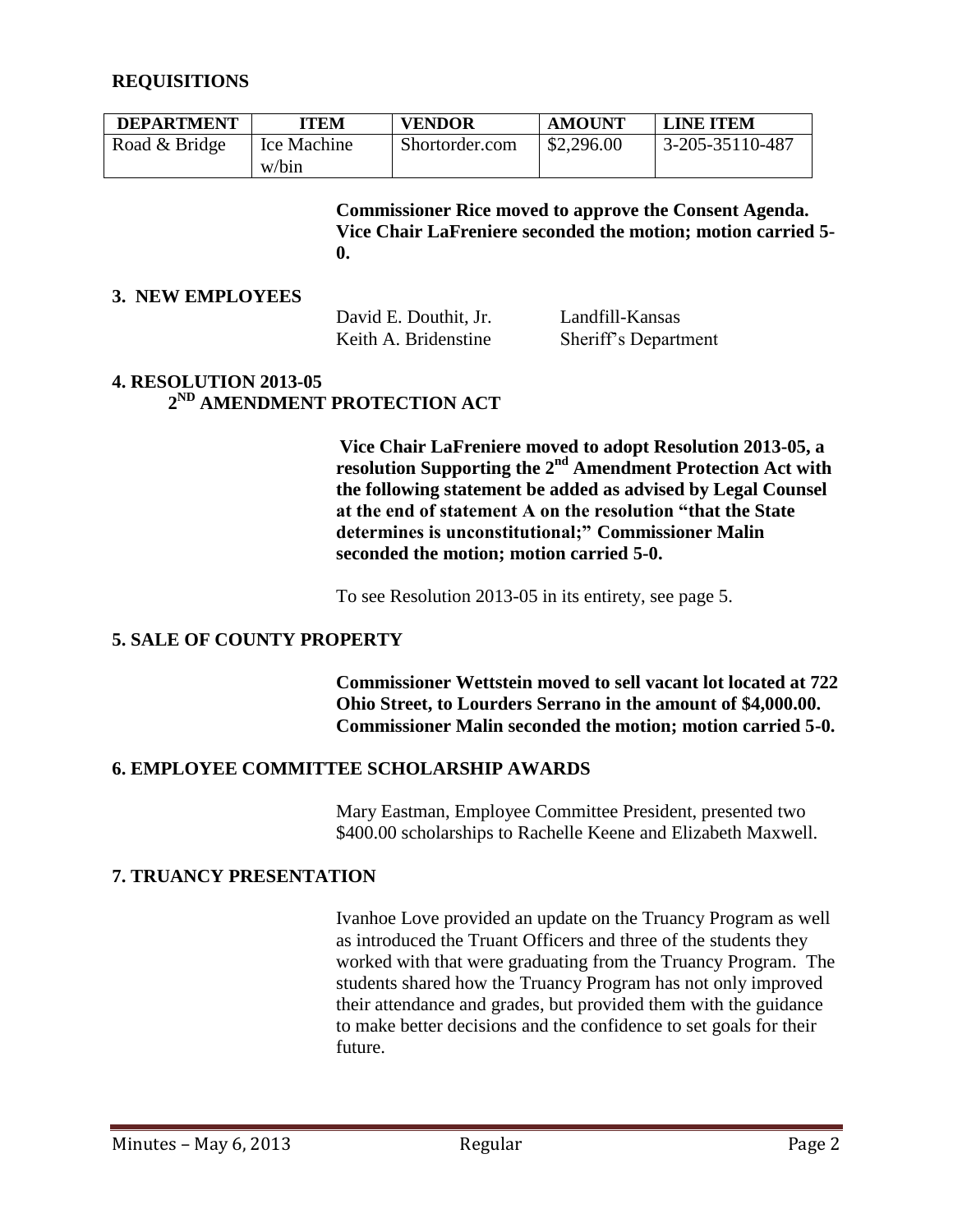## REQUISITIONS

| DEPARTMENT | ITEM | VENDOR | AMOUNT | LINE ITEM |
|---|---|---|---|---|
| Road & Bridge | Ice Machine w/bin | Shortorder.com | $2,296.00 | 3-205-35110-487 |

**Commissioner Rice moved to approve the Consent Agenda. Vice Chair LaFreniere seconded the motion; motion carried 5-0.**

## 3. NEW EMPLOYEES

| | |
|---|---|
| David E. Douthit, Jr. | Landfill-Kansas |
| Keith A. Bridenstine | Sheriff's Department |

## 4. RESOLUTION 2013-05 2ND AMENDMENT PROTECTION ACT

**Vice Chair LaFreniere moved to adopt Resolution 2013-05, a resolution Supporting the 2nd Amendment Protection Act with the following statement be added as advised by Legal Counsel at the end of statement A on the resolution "that the State determines is unconstitutional;" Commissioner Malin seconded the motion; motion carried 5-0.**

To see Resolution 2013-05 in its entirety, see page 5.

## 5. SALE OF COUNTY PROPERTY

**Commissioner Wettstein moved to sell vacant lot located at 722 Ohio Street, to Lourders Serrano in the amount of $4,000.00. Commissioner Malin seconded the motion; motion carried 5-0.**

## 6. EMPLOYEE COMMITTEE SCHOLARSHIP AWARDS

Mary Eastman, Employee Committee President, presented two $400.00 scholarships to Rachelle Keene and Elizabeth Maxwell.

## 7. TRUANCY PRESENTATION

Ivanhoe Love provided an update on the Truancy Program as well as introduced the Truant Officers and three of the students they worked with that were graduating from the Truancy Program. The students shared how the Truancy Program has not only improved their attendance and grades, but provided them with the guidance to make better decisions and the confidence to set goals for their future.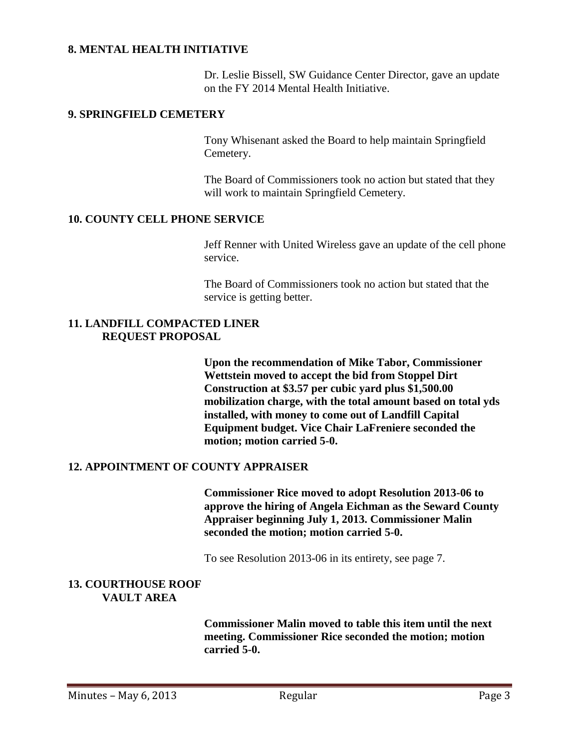**8. MENTAL HEALTH INITIATIVE**

Dr. Leslie Bissell, SW Guidance Center Director, gave an update on the FY 2014 Mental Health Initiative.

**9. SPRINGFIELD CEMETERY**

Tony Whisenant asked the Board to help maintain Springfield Cemetery.

The Board of Commissioners took no action but stated that they will work to maintain Springfield Cemetery.

**10. COUNTY CELL PHONE SERVICE**

Jeff Renner with United Wireless gave an update of the cell phone service.

The Board of Commissioners took no action but stated that the service is getting better.

**11. LANDFILL COMPACTED LINER REQUEST PROPOSAL**

**Upon the recommendation of Mike Tabor, Commissioner Wettstein moved to accept the bid from Stoppel Dirt Construction at $3.57 per cubic yard plus $1,500.00 mobilization charge, with the total amount based on total yds installed, with money to come out of Landfill Capital Equipment budget. Vice Chair LaFreniere seconded the motion; motion carried 5-0.**

**12. APPOINTMENT OF COUNTY APPRAISER**

**Commissioner Rice moved to adopt Resolution 2013-06 to approve the hiring of Angela Eichman as the Seward County Appraiser beginning July 1, 2013. Commissioner Malin seconded the motion; motion carried 5-0.**

To see Resolution 2013-06 in its entirety, see page 7.

**13. COURTHOUSE ROOF VAULT AREA**

**Commissioner Malin moved to table this item until the next meeting. Commissioner Rice seconded the motion; motion carried 5-0.**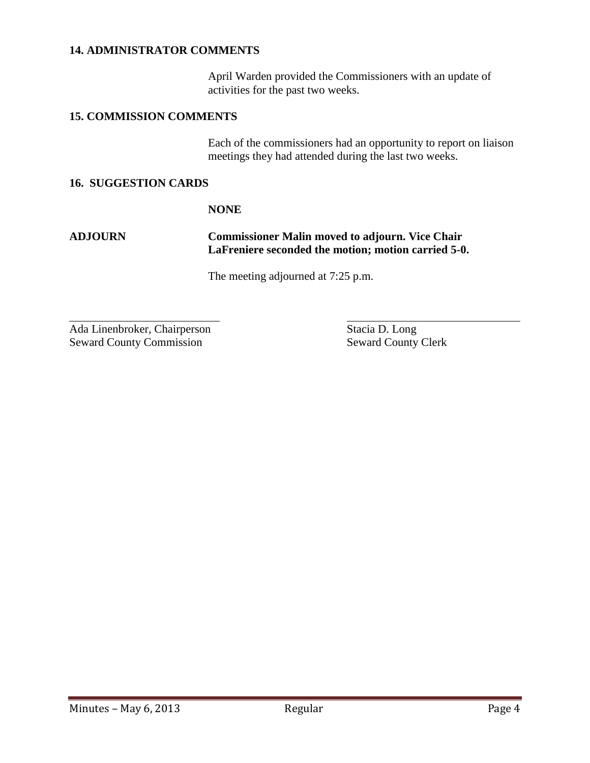**14. ADMINISTRATOR COMMENTS**

April Warden provided the Commissioners with an update of activities for the past two weeks.

**15. COMMISSION COMMENTS**

Each of the commissioners had an opportunity to report on liaison meetings they had attended during the last two weeks.

**16. SUGGESTION CARDS**

**NONE**

**ADJOURN** **Commissioner Malin moved to adjourn. Vice Chair LaFreniere seconded the motion; motion carried 5-0.**

The meeting adjourned at 7:25 p.m.

\_\_\_\_\_\_\_\_\_\_\_\_\_\_\_\_\_\_\_\_\_\_\_\_\_\_\_\_
Ada Linenbroker, Chairperson
Seward County Commission

\_\_\_\_\_\_\_\_\_\_\_\_\_\_\_\_\_\_\_\_\_\_\_\_\_\_\_\_
Stacia D. Long
Seward County Clerk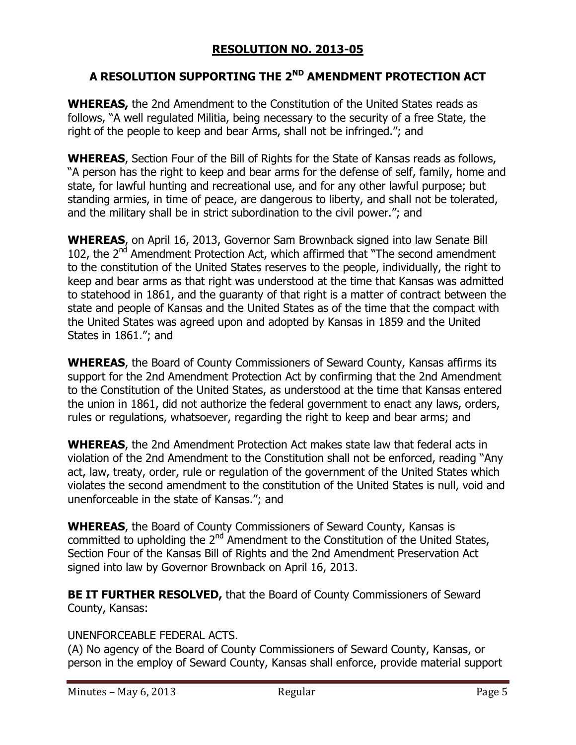## RESOLUTION NO. 2013-05

## A RESOLUTION SUPPORTING THE 2ND AMENDMENT PROTECTION ACT

**WHEREAS,** the 2nd Amendment to the Constitution of the United States reads as follows, "A well regulated Militia, being necessary to the security of a free State, the right of the people to keep and bear Arms, shall not be infringed."; and

**WHEREAS**, Section Four of the Bill of Rights for the State of Kansas reads as follows, "A person has the right to keep and bear arms for the defense of self, family, home and state, for lawful hunting and recreational use, and for any other lawful purpose; but standing armies, in time of peace, are dangerous to liberty, and shall not be tolerated, and the military shall be in strict subordination to the civil power."; and

**WHEREAS**, on April 16, 2013, Governor Sam Brownback signed into law Senate Bill 102, the 2nd Amendment Protection Act, which affirmed that "The second amendment to the constitution of the United States reserves to the people, individually, the right to keep and bear arms as that right was understood at the time that Kansas was admitted to statehood in 1861, and the guaranty of that right is a matter of contract between the state and people of Kansas and the United States as of the time that the compact with the United States was agreed upon and adopted by Kansas in 1859 and the United States in 1861."; and

**WHEREAS**, the Board of County Commissioners of Seward County, Kansas affirms its support for the 2nd Amendment Protection Act by confirming that the 2nd Amendment to the Constitution of the United States, as understood at the time that Kansas entered the union in 1861, did not authorize the federal government to enact any laws, orders, rules or regulations, whatsoever, regarding the right to keep and bear arms; and

**WHEREAS**, the 2nd Amendment Protection Act makes state law that federal acts in violation of the 2nd Amendment to the Constitution shall not be enforced, reading "Any act, law, treaty, order, rule or regulation of the government of the United States which violates the second amendment to the constitution of the United States is null, void and unenforceable in the state of Kansas."; and

**WHEREAS**, the Board of County Commissioners of Seward County, Kansas is committed to upholding the 2nd Amendment to the Constitution of the United States, Section Four of the Kansas Bill of Rights and the 2nd Amendment Preservation Act signed into law by Governor Brownback on April 16, 2013.

**BE IT FURTHER RESOLVED,** that the Board of County Commissioners of Seward County, Kansas:

UNENFORCEABLE FEDERAL ACTS.

(A) No agency of the Board of County Commissioners of Seward County, Kansas, or person in the employ of Seward County, Kansas shall enforce, provide material support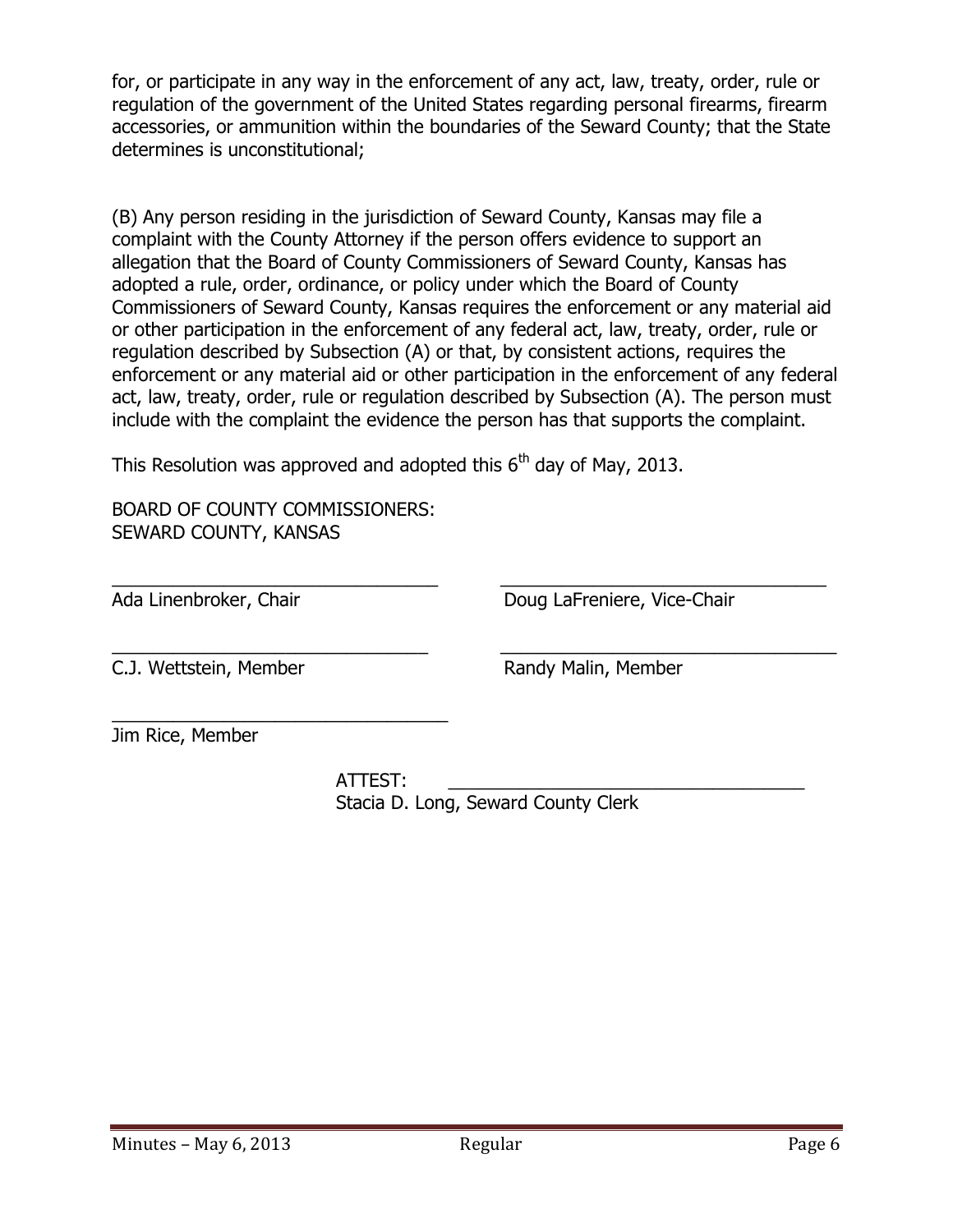for, or participate in any way in the enforcement of any act, law, treaty, order, rule or regulation of the government of the United States regarding personal firearms, firearm accessories, or ammunition within the boundaries of the Seward County; that the State determines is unconstitutional;

(B) Any person residing in the jurisdiction of Seward County, Kansas may file a complaint with the County Attorney if the person offers evidence to support an allegation that the Board of County Commissioners of Seward County, Kansas has adopted a rule, order, ordinance, or policy under which the Board of County Commissioners of Seward County, Kansas requires the enforcement or any material aid or other participation in the enforcement of any federal act, law, treaty, order, rule or regulation described by Subsection (A) or that, by consistent actions, requires the enforcement or any material aid or other participation in the enforcement of any federal act, law, treaty, order, rule or regulation described by Subsection (A). The person must include with the complaint the evidence the person has that supports the complaint.

This Resolution was approved and adopted this 6th day of May, 2013.

BOARD OF COUNTY COMMISSIONERS:
SEWARD COUNTY, KANSAS

_______________________________ Ada Linenbroker, Chair

_______________________________ Doug LaFreniere, Vice-Chair

_______________________________ C.J. Wettstein, Member

_______________________________ Randy Malin, Member

_______________________________ Jim Rice, Member

ATTEST: _______________________________
Stacia D. Long, Seward County Clerk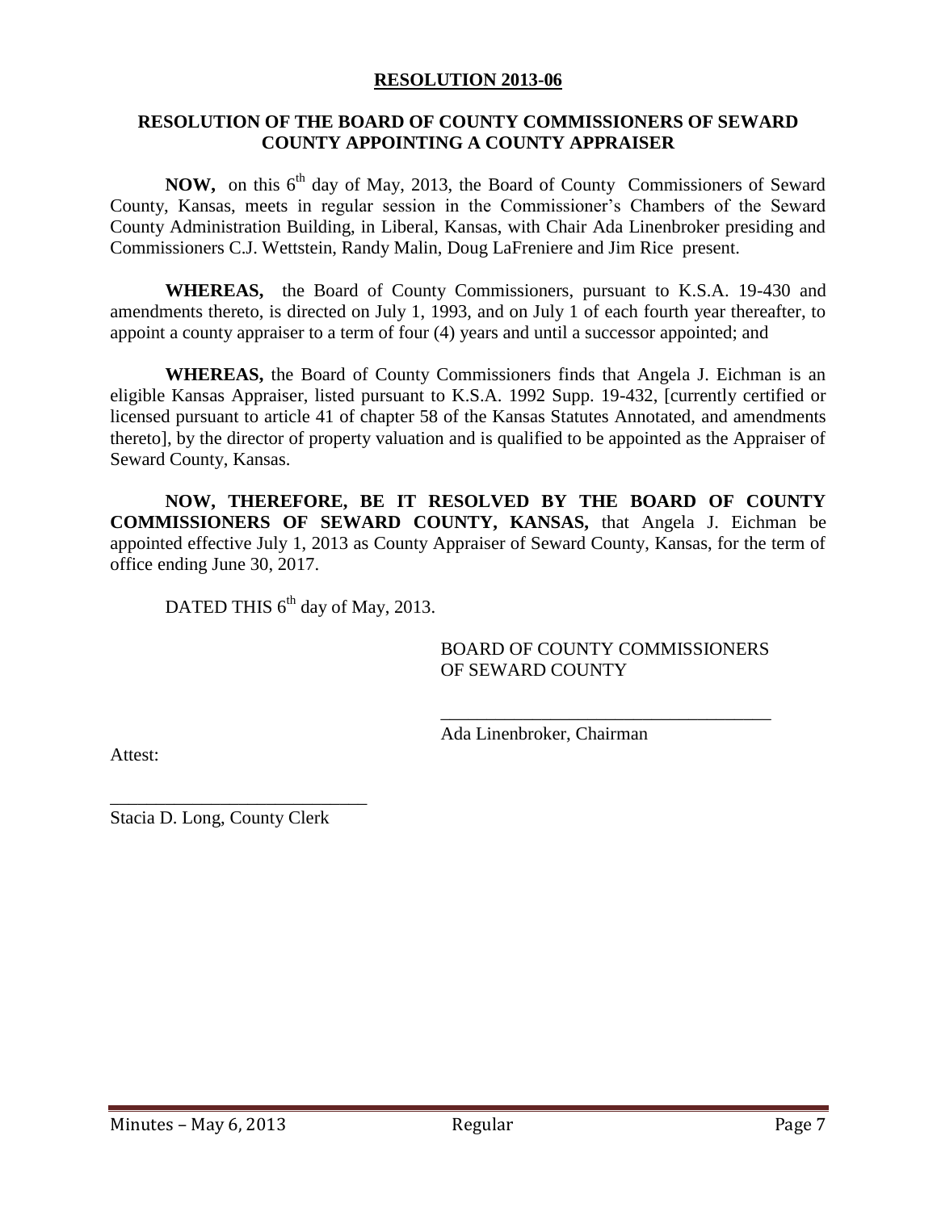**RESOLUTION 2013-06**

**RESOLUTION OF THE BOARD OF COUNTY COMMISSIONERS OF SEWARD COUNTY APPOINTING A COUNTY APPRAISER**

**NOW,** on this 6th day of May, 2013, the Board of County Commissioners of Seward County, Kansas, meets in regular session in the Commissioner's Chambers of the Seward County Administration Building, in Liberal, Kansas, with Chair Ada Linenbroker presiding and Commissioners C.J. Wettstein, Randy Malin, Doug LaFreniere and Jim Rice present.

**WHEREAS,** the Board of County Commissioners, pursuant to K.S.A. 19-430 and amendments thereto, is directed on July 1, 1993, and on July 1 of each fourth year thereafter, to appoint a county appraiser to a term of four (4) years and until a successor appointed; and

**WHEREAS,** the Board of County Commissioners finds that Angela J. Eichman is an eligible Kansas Appraiser, listed pursuant to K.S.A. 1992 Supp. 19-432, [currently certified or licensed pursuant to article 41 of chapter 58 of the Kansas Statutes Annotated, and amendments thereto], by the director of property valuation and is qualified to be appointed as the Appraiser of Seward County, Kansas.

**NOW, THEREFORE, BE IT RESOLVED BY THE BOARD OF COUNTY COMMISSIONERS OF SEWARD COUNTY, KANSAS,** that Angela J. Eichman be appointed effective July 1, 2013 as County Appraiser of Seward County, Kansas, for the term of office ending June 30, 2017.

DATED THIS 6th day of May, 2013.

BOARD OF COUNTY COMMISSIONERS
OF SEWARD COUNTY

\_\_\_\_\_\_\_\_\_\_\_\_\_\_\_\_\_\_\_\_\_\_\_\_\_\_\_\_\_\_\_\_\_\_\_\_
Ada Linenbroker, Chairman

Attest:

\_\_\_\_\_\_\_\_\_\_\_\_\_\_\_\_\_\_\_\_\_\_\_\_\_\_\_\_
Stacia D. Long, County Clerk